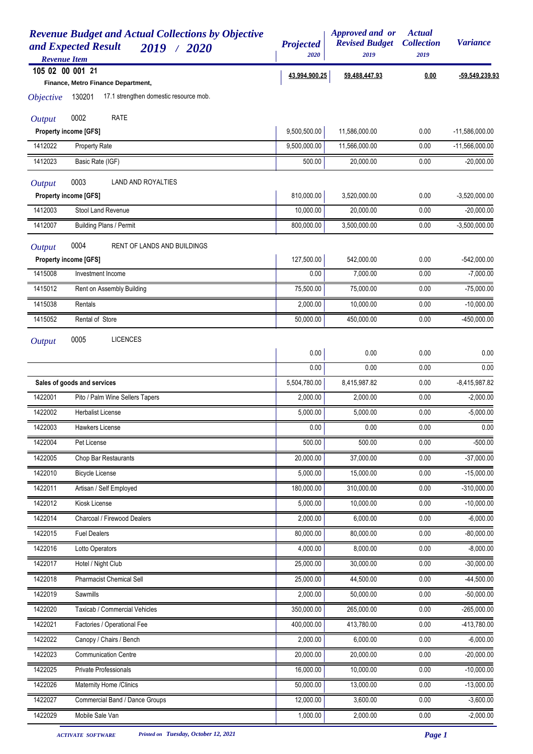# Revenue Budget and Actual Collections by Objective and Expected Result 2019 / 2020

| Revenue Item | | Projected 2020 | Approved and or Revised Budget 2019 | Actual Collection 2019 | Variance |
|---|---|---|---|---|---|
| **105 02 00 001 21** | **Finance, Metro Finance Department,** | **43,994,900.25** | **59,488,447.93** | **0.00** | **-59,549,239.93** |
| *Objective* 130201 | 17.1 strengthen domestic resource mob. | | | | |
| *Output* 0002 | RATE | | | | |
| **Property income [GFS]** | | 9,500,500.00 | 11,586,000.00 | 0.00 | -11,586,000.00 |
| 1412022 | Property Rate | 9,500,000.00 | 11,566,000.00 | 0.00 | -11,566,000.00 |
| 1412023 | Basic Rate (IGF) | 500.00 | 20,000.00 | 0.00 | -20,000.00 |
| *Output* 0003 | LAND AND ROYALTIES | | | | |
| **Property income [GFS]** | | 810,000.00 | 3,520,000.00 | 0.00 | -3,520,000.00 |
| 1412003 | Stool Land Revenue | 10,000.00 | 20,000.00 | 0.00 | -20,000.00 |
| 1412007 | Building Plans / Permit | 800,000.00 | 3,500,000.00 | 0.00 | -3,500,000.00 |
| *Output* 0004 | RENT OF LANDS AND BUILDINGS | | | | |
| **Property income [GFS]** | | 127,500.00 | 542,000.00 | 0.00 | -542,000.00 |
| 1415008 | Investment Income | 0.00 | 7,000.00 | 0.00 | -7,000.00 |
| 1415012 | Rent on Assembly Building | 75,500.00 | 75,000.00 | 0.00 | -75,000.00 |
| 1415038 | Rentals | 2,000.00 | 10,000.00 | 0.00 | -10,000.00 |
| 1415052 | Rental of Store | 50,000.00 | 450,000.00 | 0.00 | -450,000.00 |
| *Output* 0005 | LICENCES | | | | |
| | | 0.00 | 0.00 | 0.00 | 0.00 |
| | | 0.00 | 0.00 | 0.00 | 0.00 |
| **Sales of goods and services** | | 5,504,780.00 | 8,415,987.82 | 0.00 | -8,415,987.82 |
| 1422001 | Pito / Palm Wine Sellers Tapers | 2,000.00 | 2,000.00 | 0.00 | -2,000.00 |
| 1422002 | Herbalist License | 5,000.00 | 5,000.00 | 0.00 | -5,000.00 |
| 1422003 | Hawkers License | 0.00 | 0.00 | 0.00 | 0.00 |
| 1422004 | Pet License | 500.00 | 500.00 | 0.00 | -500.00 |
| 1422005 | Chop Bar Restaurants | 20,000.00 | 37,000.00 | 0.00 | -37,000.00 |
| 1422010 | Bicycle License | 5,000.00 | 15,000.00 | 0.00 | -15,000.00 |
| 1422011 | Artisan / Self Employed | 180,000.00 | 310,000.00 | 0.00 | -310,000.00 |
| 1422012 | Kiosk License | 5,000.00 | 10,000.00 | 0.00 | -10,000.00 |
| 1422014 | Charcoal / Firewood Dealers | 2,000.00 | 6,000.00 | 0.00 | -6,000.00 |
| 1422015 | Fuel Dealers | 80,000.00 | 80,000.00 | 0.00 | -80,000.00 |
| 1422016 | Lotto Operators | 4,000.00 | 8,000.00 | 0.00 | -8,000.00 |
| 1422017 | Hotel / Night Club | 25,000.00 | 30,000.00 | 0.00 | -30,000.00 |
| 1422018 | Pharmacist Chemical Sell | 25,000.00 | 44,500.00 | 0.00 | -44,500.00 |
| 1422019 | Sawmills | 2,000.00 | 50,000.00 | 0.00 | -50,000.00 |
| 1422020 | Taxicab / Commercial Vehicles | 350,000.00 | 265,000.00 | 0.00 | -265,000.00 |
| 1422021 | Factories / Operational Fee | 400,000.00 | 413,780.00 | 0.00 | -413,780.00 |
| 1422022 | Canopy / Chairs / Bench | 2,000.00 | 6,000.00 | 0.00 | -6,000.00 |
| 1422023 | Communication Centre | 20,000.00 | 20,000.00 | 0.00 | -20,000.00 |
| 1422025 | Private Professionals | 16,000.00 | 10,000.00 | 0.00 | -10,000.00 |
| 1422026 | Maternity Home /Clinics | 50,000.00 | 13,000.00 | 0.00 | -13,000.00 |
| 1422027 | Commercial Band / Dance Groups | 12,000.00 | 3,600.00 | 0.00 | -3,600.00 |
| 1422029 | Mobile Sale Van | 1,000.00 | 2,000.00 | 0.00 | -2,000.00 |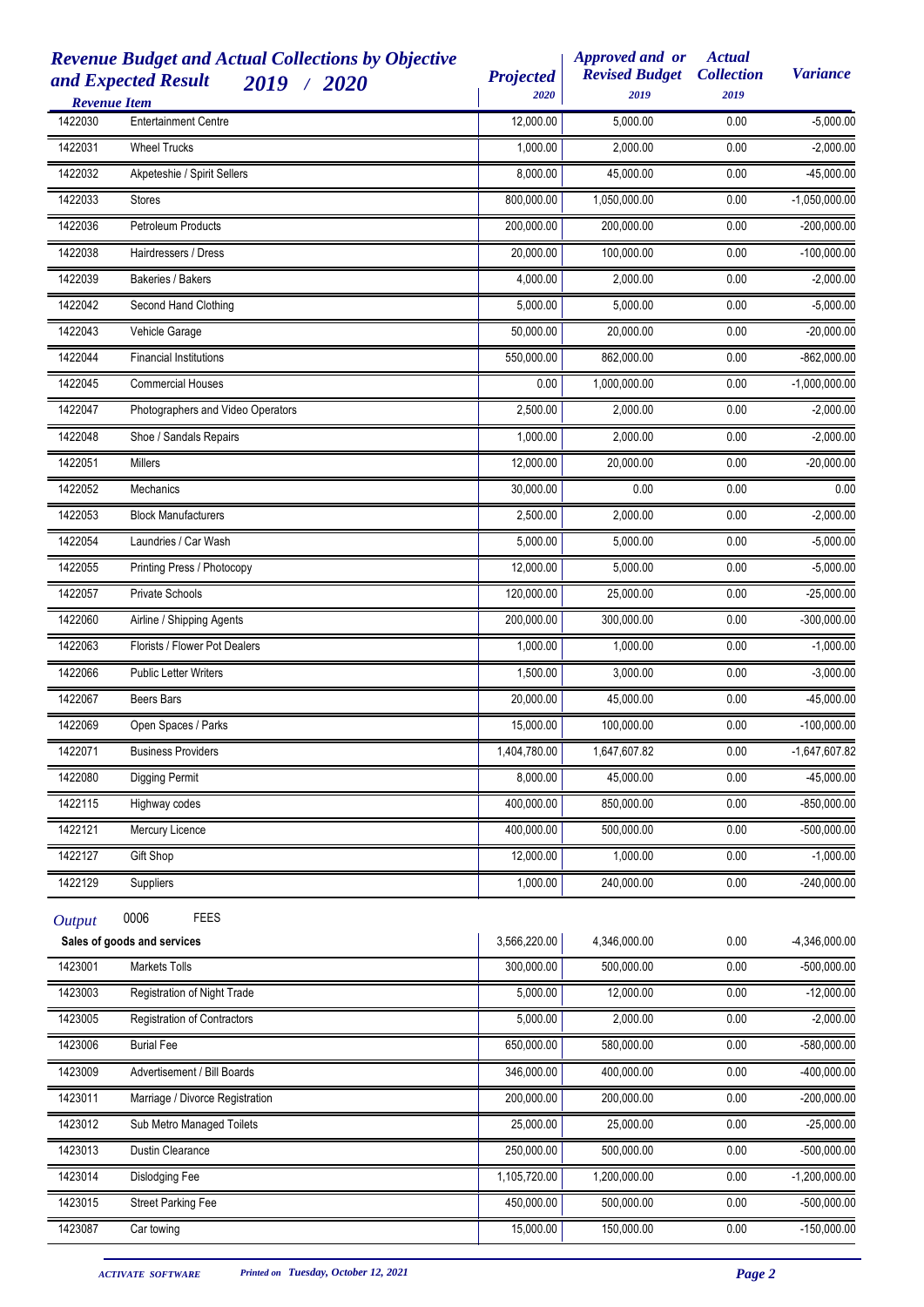# Revenue Budget and Actual Collections by Objective and Expected Result 2019 / 2020

| Revenue Item | | Projected 2020 | Approved and or Revised Budget 2019 | Actual Collection 2019 | Variance |
|---|---|---|---|---|---|
| 1422030 | Entertainment Centre | 12,000.00 | 5,000.00 | 0.00 | -5,000.00 |
| 1422031 | Wheel Trucks | 1,000.00 | 2,000.00 | 0.00 | -2,000.00 |
| 1422032 | Akpeteshie / Spirit Sellers | 8,000.00 | 45,000.00 | 0.00 | -45,000.00 |
| 1422033 | Stores | 800,000.00 | 1,050,000.00 | 0.00 | -1,050,000.00 |
| 1422036 | Petroleum Products | 200,000.00 | 200,000.00 | 0.00 | -200,000.00 |
| 1422038 | Hairdressers / Dress | 20,000.00 | 100,000.00 | 0.00 | -100,000.00 |
| 1422039 | Bakeries / Bakers | 4,000.00 | 2,000.00 | 0.00 | -2,000.00 |
| 1422042 | Second Hand Clothing | 5,000.00 | 5,000.00 | 0.00 | -5,000.00 |
| 1422043 | Vehicle Garage | 50,000.00 | 20,000.00 | 0.00 | -20,000.00 |
| 1422044 | Financial Institutions | 550,000.00 | 862,000.00 | 0.00 | -862,000.00 |
| 1422045 | Commercial Houses | 0.00 | 1,000,000.00 | 0.00 | -1,000,000.00 |
| 1422047 | Photographers and Video Operators | 2,500.00 | 2,000.00 | 0.00 | -2,000.00 |
| 1422048 | Shoe / Sandals Repairs | 1,000.00 | 2,000.00 | 0.00 | -2,000.00 |
| 1422051 | Millers | 12,000.00 | 20,000.00 | 0.00 | -20,000.00 |
| 1422052 | Mechanics | 30,000.00 | 0.00 | 0.00 | 0.00 |
| 1422053 | Block Manufacturers | 2,500.00 | 2,000.00 | 0.00 | -2,000.00 |
| 1422054 | Laundries / Car Wash | 5,000.00 | 5,000.00 | 0.00 | -5,000.00 |
| 1422055 | Printing Press / Photocopy | 12,000.00 | 5,000.00 | 0.00 | -5,000.00 |
| 1422057 | Private Schools | 120,000.00 | 25,000.00 | 0.00 | -25,000.00 |
| 1422060 | Airline / Shipping Agents | 200,000.00 | 300,000.00 | 0.00 | -300,000.00 |
| 1422063 | Florists / Flower Pot Dealers | 1,000.00 | 1,000.00 | 0.00 | -1,000.00 |
| 1422066 | Public Letter Writers | 1,500.00 | 3,000.00 | 0.00 | -3,000.00 |
| 1422067 | Beers Bars | 20,000.00 | 45,000.00 | 0.00 | -45,000.00 |
| 1422069 | Open Spaces / Parks | 15,000.00 | 100,000.00 | 0.00 | -100,000.00 |
| 1422071 | Business Providers | 1,404,780.00 | 1,647,607.82 | 0.00 | -1,647,607.82 |
| 1422080 | Digging Permit | 8,000.00 | 45,000.00 | 0.00 | -45,000.00 |
| 1422115 | Highway codes | 400,000.00 | 850,000.00 | 0.00 | -850,000.00 |
| 1422121 | Mercury Licence | 400,000.00 | 500,000.00 | 0.00 | -500,000.00 |
| 1422127 | Gift Shop | 12,000.00 | 1,000.00 | 0.00 | -1,000.00 |
| 1422129 | Suppliers | 1,000.00 | 240,000.00 | 0.00 | -240,000.00 |

*Output* 0006 FEES

| Revenue Item | | Projected 2020 | Approved and or Revised Budget 2019 | Actual Collection 2019 | Variance |
|---|---|---|---|---|---|
| **Sales of goods and services** | | 3,566,220.00 | 4,346,000.00 | 0.00 | -4,346,000.00 |
| 1423001 | Markets Tolls | 300,000.00 | 500,000.00 | 0.00 | -500,000.00 |
| 1423003 | Registration of Night Trade | 5,000.00 | 12,000.00 | 0.00 | -12,000.00 |
| 1423005 | Registration of Contractors | 5,000.00 | 2,000.00 | 0.00 | -2,000.00 |
| 1423006 | Burial Fee | 650,000.00 | 580,000.00 | 0.00 | -580,000.00 |
| 1423009 | Advertisement / Bill Boards | 346,000.00 | 400,000.00 | 0.00 | -400,000.00 |
| 1423011 | Marriage / Divorce Registration | 200,000.00 | 200,000.00 | 0.00 | -200,000.00 |
| 1423012 | Sub Metro Managed Toilets | 25,000.00 | 25,000.00 | 0.00 | -25,000.00 |
| 1423013 | Dustin Clearance | 250,000.00 | 500,000.00 | 0.00 | -500,000.00 |
| 1423014 | Dislodging Fee | 1,105,720.00 | 1,200,000.00 | 0.00 | -1,200,000.00 |
| 1423015 | Street Parking Fee | 450,000.00 | 500,000.00 | 0.00 | -500,000.00 |
| 1423087 | Car towing | 15,000.00 | 150,000.00 | 0.00 | -150,000.00 |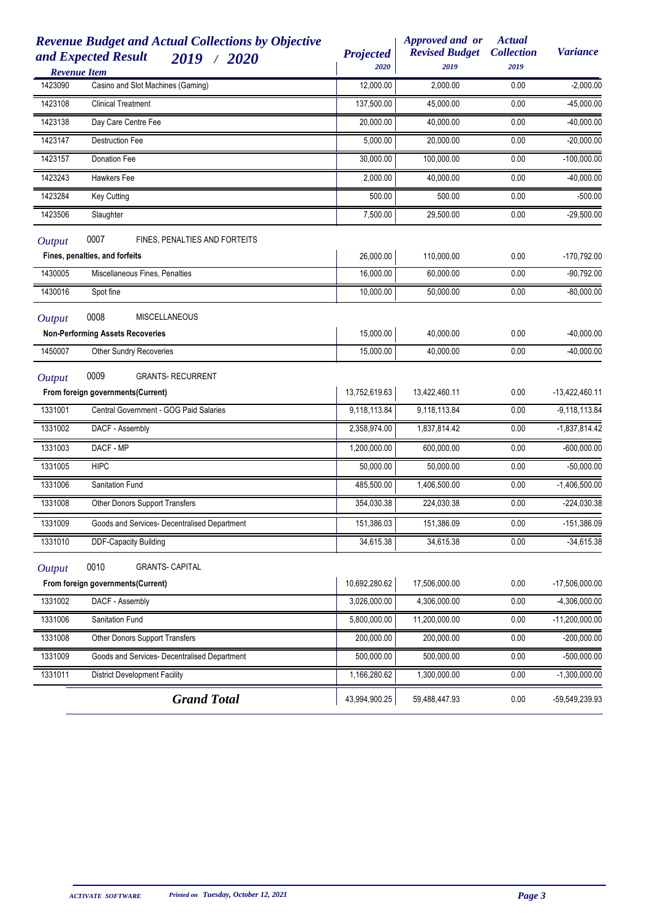## Revenue Budget and Actual Collections by Objective and Expected Result 2019 / 2020

| Revenue Item | | Projected 2020 | Approved and or Revised Budget 2019 | Actual Collection 2019 | Variance |
|---|---|---|---|---|---|
| 1423090 | Casino and Slot Machines (Gaming) | 12,000.00 | 2,000.00 | 0.00 | -2,000.00 |
| 1423108 | Clinical Treatment | 137,500.00 | 45,000.00 | 0.00 | -45,000.00 |
| 1423138 | Day Care Centre Fee | 20,000.00 | 40,000.00 | 0.00 | -40,000.00 |
| 1423147 | Destruction Fee | 5,000.00 | 20,000.00 | 0.00 | -20,000.00 |
| 1423157 | Donation Fee | 30,000.00 | 100,000.00 | 0.00 | -100,000.00 |
| 1423243 | Hawkers Fee | 2,000.00 | 40,000.00 | 0.00 | -40,000.00 |
| 1423284 | Key Cutting | 500.00 | 500.00 | 0.00 | -500.00 |
| 1423506 | Slaughter | 7,500.00 | 29,500.00 | 0.00 | -29,500.00 |
| *Output* 0007 | FINES, PENALTIES AND FORFEITS | | | | |
| **Fines, penalties, and forfeits** | | 26,000.00 | 110,000.00 | 0.00 | -170,792.00 |
| 1430005 | Miscellaneous Fines, Penalties | 16,000.00 | 60,000.00 | 0.00 | -90,792.00 |
| 1430016 | Spot fine | 10,000.00 | 50,000.00 | 0.00 | -80,000.00 |
| *Output* 0008 | MISCELLANEOUS | | | | |
| **Non-Performing Assets Recoveries** | | 15,000.00 | 40,000.00 | 0.00 | -40,000.00 |
| 1450007 | Other Sundry Recoveries | 15,000.00 | 40,000.00 | 0.00 | -40,000.00 |
| *Output* 0009 | GRANTS- RECURRENT | | | | |
| **From foreign governments(Current)** | | 13,752,619.63 | 13,422,460.11 | 0.00 | -13,422,460.11 |
| 1331001 | Central Government - GOG Paid Salaries | 9,118,113.84 | 9,118,113.84 | 0.00 | -9,118,113.84 |
| 1331002 | DACF - Assembly | 2,358,974.00 | 1,837,814.42 | 0.00 | -1,837,814.42 |
| 1331003 | DACF - MP | 1,200,000.00 | 600,000.00 | 0.00 | -600,000.00 |
| 1331005 | HIPC | 50,000.00 | 50,000.00 | 0.00 | -50,000.00 |
| 1331006 | Sanitation Fund | 485,500.00 | 1,406,500.00 | 0.00 | -1,406,500.00 |
| 1331008 | Other Donors Support Transfers | 354,030.38 | 224,030.38 | 0.00 | -224,030.38 |
| 1331009 | Goods and Services- Decentralised Department | 151,386.03 | 151,386.09 | 0.00 | -151,386.09 |
| 1331010 | DDF-Capacity Building | 34,615.38 | 34,615.38 | 0.00 | -34,615.38 |
| *Output* 0010 | GRANTS- CAPITAL | | | | |
| **From foreign governments(Current)** | | 10,692,280.62 | 17,506,000.00 | 0.00 | -17,506,000.00 |
| 1331002 | DACF - Assembly | 3,026,000.00 | 4,306,000.00 | 0.00 | -4,306,000.00 |
| 1331006 | Sanitation Fund | 5,800,000.00 | 11,200,000.00 | 0.00 | -11,200,000.00 |
| 1331008 | Other Donors Support Transfers | 200,000.00 | 200,000.00 | 0.00 | -200,000.00 |
| 1331009 | Goods and Services- Decentralised Department | 500,000.00 | 500,000.00 | 0.00 | -500,000.00 |
| 1331011 | District Development Facility | 1,166,280.62 | 1,300,000.00 | 0.00 | -1,300,000.00 |
| | ***Grand Total*** | 43,994,900.25 | 59,488,447.93 | 0.00 | -59,549,239.93 |

ACTIVATE SOFTWARE Printed on Tuesday, October 12, 2021